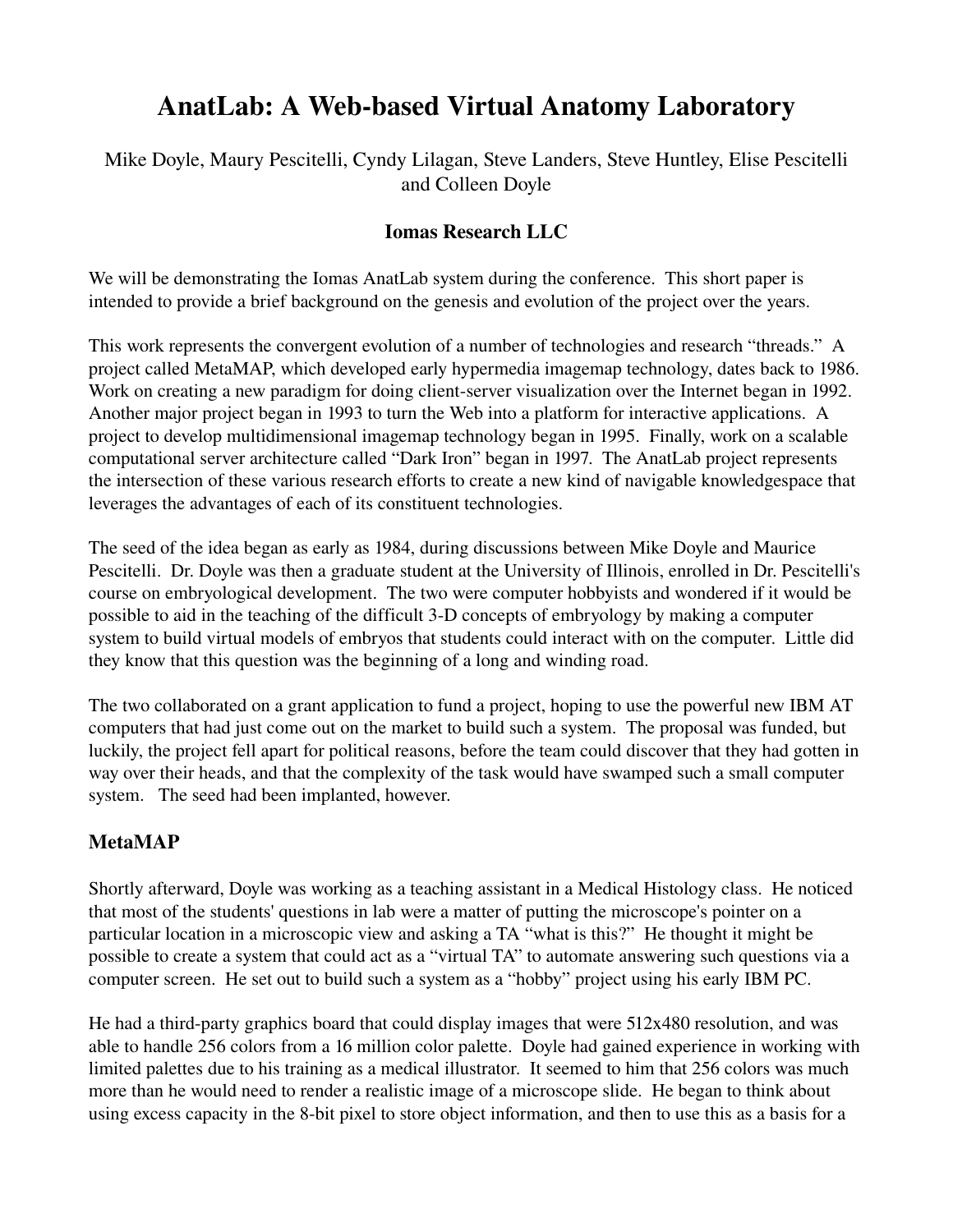# AnatLab: A Web-based Virtual Anatomy Laboratory

Mike Doyle, Maury Pescitelli, Cyndy Lilagan, Steve Landers, Steve Huntley, Elise Pescitelli and Colleen Doyle

**Iomas Research LLC**

We will be demonstrating the Iomas AnatLab system during the conference. This short paper is intended to provide a brief background on the genesis and evolution of the project over the years.

This work represents the convergent evolution of a number of technologies and research "threads." A project called MetaMAP, which developed early hypermedia imagemap technology, dates back to 1986. Work on creating a new paradigm for doing client-server visualization over the Internet began in 1992. Another major project began in 1993 to turn the Web into a platform for interactive applications. A project to develop multidimensional imagemap technology began in 1995. Finally, work on a scalable computational server architecture called "Dark Iron" began in 1997. The AnatLab project represents the intersection of these various research efforts to create a new kind of navigable knowledgespace that leverages the advantages of each of its constituent technologies.

The seed of the idea began as early as 1984, during discussions between Mike Doyle and Maurice Pescitelli. Dr. Doyle was then a graduate student at the University of Illinois, enrolled in Dr. Pescitelli's course on embryological development. The two were computer hobbyists and wondered if it would be possible to aid in the teaching of the difficult 3-D concepts of embryology by making a computer system to build virtual models of embryos that students could interact with on the computer. Little did they know that this question was the beginning of a long and winding road.

The two collaborated on a grant application to fund a project, hoping to use the powerful new IBM AT computers that had just come out on the market to build such a system. The proposal was funded, but luckily, the project fell apart for political reasons, before the team could discover that they had gotten in way over their heads, and that the complexity of the task would have swamped such a small computer system. The seed had been implanted, however.

## MetaMAP

Shortly afterward, Doyle was working as a teaching assistant in a Medical Histology class. He noticed that most of the students' questions in lab were a matter of putting the microscope's pointer on a particular location in a microscopic view and asking a TA "what is this?" He thought it might be possible to create a system that could act as a "virtual TA" to automate answering such questions via a computer screen. He set out to build such a system as a "hobby" project using his early IBM PC.

He had a third-party graphics board that could display images that were 512x480 resolution, and was able to handle 256 colors from a 16 million color palette. Doyle had gained experience in working with limited palettes due to his training as a medical illustrator. It seemed to him that 256 colors was much more than he would need to render a realistic image of a microscope slide. He began to think about using excess capacity in the 8-bit pixel to store object information, and then to use this as a basis for a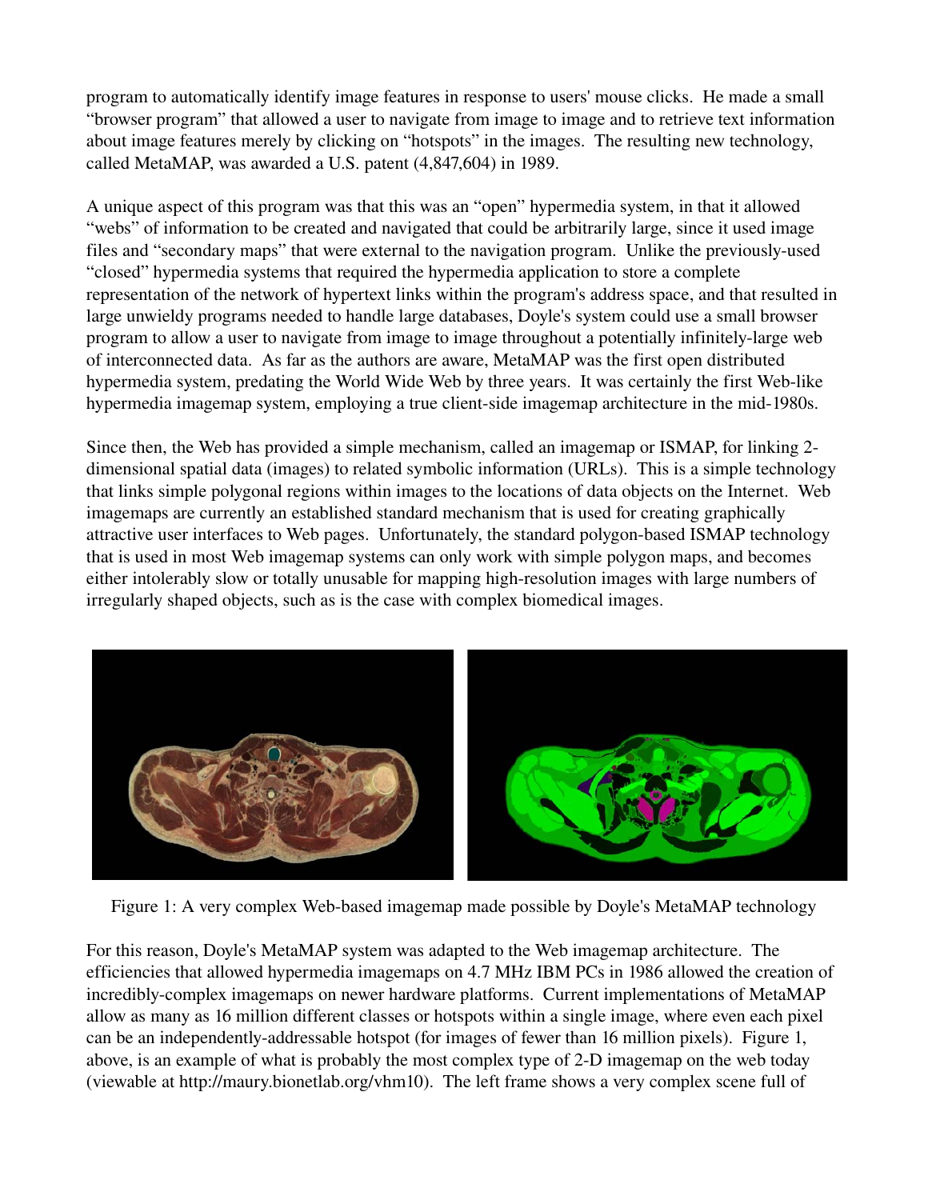program to automatically identify image features in response to users' mouse clicks. He made a small "browser program" that allowed a user to navigate from image to image and to retrieve text information about image features merely by clicking on "hotspots" in the images. The resulting new technology, called MetaMAP, was awarded a U.S. patent (4,847,604) in 1989.

A unique aspect of this program was that this was an "open" hypermedia system, in that it allowed "webs" of information to be created and navigated that could be arbitrarily large, since it used image files and "secondary maps" that were external to the navigation program. Unlike the previously-used "closed" hypermedia systems that required the hypermedia application to store a complete representation of the network of hypertext links within the program's address space, and that resulted in large unwieldy programs needed to handle large databases, Doyle's system could use a small browser program to allow a user to navigate from image to image throughout a potentially infinitely-large web of interconnected data. As far as the authors are aware, MetaMAP was the first open distributed hypermedia system, predating the World Wide Web by three years. It was certainly the first Web-like hypermedia imagemap system, employing a true client-side imagemap architecture in the mid-1980s.

Since then, the Web has provided a simple mechanism, called an imagemap or ISMAP, for linking 2-dimensional spatial data (images) to related symbolic information (URLs). This is a simple technology that links simple polygonal regions within images to the locations of data objects on the Internet. Web imagemaps are currently an established standard mechanism that is used for creating graphically attractive user interfaces to Web pages. Unfortunately, the standard polygon-based ISMAP technology that is used in most Web imagemap systems can only work with simple polygon maps, and becomes either intolerably slow or totally unusable for mapping high-resolution images with large numbers of irregularly shaped objects, such as is the case with complex biomedical images.

Figure 1: A very complex Web-based imagemap made possible by Doyle's MetaMAP technology

For this reason, Doyle's MetaMAP system was adapted to the Web imagemap architecture. The efficiencies that allowed hypermedia imagemaps on 4.7 MHz IBM PCs in 1986 allowed the creation of incredibly-complex imagemaps on newer hardware platforms. Current implementations of MetaMAP allow as many as 16 million different classes or hotspots within a single image, where even each pixel can be an independently-addressable hotspot (for images of fewer than 16 million pixels). Figure 1, above, is an example of what is probably the most complex type of 2-D imagemap on the web today (viewable at http://maury.bionetlab.org/vhm10). The left frame shows a very complex scene full of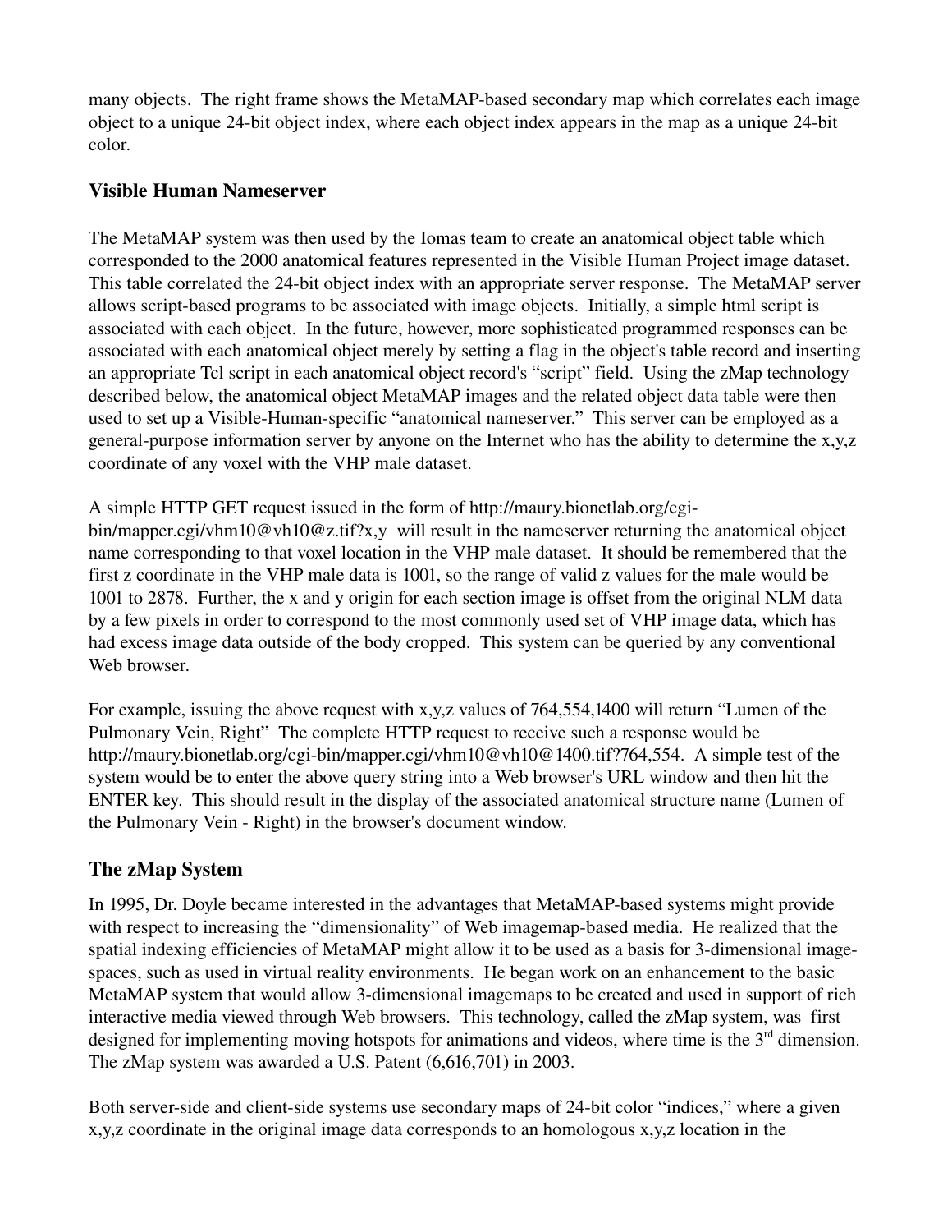many objects. The right frame shows the MetaMAP-based secondary map which correlates each image object to a unique 24-bit object index, where each object index appears in the map as a unique 24-bit color.

### Visible Human Nameserver

The MetaMAP system was then used by the Iomas team to create an anatomical object table which corresponded to the 2000 anatomical features represented in the Visible Human Project image dataset. This table correlated the 24-bit object index with an appropriate server response. The MetaMAP server allows script-based programs to be associated with image objects. Initially, a simple html script is associated with each object. In the future, however, more sophisticated programmed responses can be associated with each anatomical object merely by setting a flag in the object's table record and inserting an appropriate Tcl script in each anatomical object record's "script" field. Using the zMap technology described below, the anatomical object MetaMAP images and the related object data table were then used to set up a Visible-Human-specific "anatomical nameserver." This server can be employed as a general-purpose information server by anyone on the Internet who has the ability to determine the x,y,z coordinate of any voxel with the VHP male dataset.

A simple HTTP GET request issued in the form of http://maury.bionetlab.org/cgi-bin/mapper.cgi/vhm10@vh10@z.tif?x,y will result in the nameserver returning the anatomical object name corresponding to that voxel location in the VHP male dataset. It should be remembered that the first z coordinate in the VHP male data is 1001, so the range of valid z values for the male would be 1001 to 2878. Further, the x and y origin for each section image is offset from the original NLM data by a few pixels in order to correspond to the most commonly used set of VHP image data, which has had excess image data outside of the body cropped. This system can be queried by any conventional Web browser.

For example, issuing the above request with x,y,z values of 764,554,1400 will return "Lumen of the Pulmonary Vein, Right" The complete HTTP request to receive such a response would be http://maury.bionetlab.org/cgi-bin/mapper.cgi/vhm10@vh10@1400.tif?764,554. A simple test of the system would be to enter the above query string into a Web browser's URL window and then hit the ENTER key. This should result in the display of the associated anatomical structure name (Lumen of the Pulmonary Vein - Right) in the browser's document window.

### The zMap System

In 1995, Dr. Doyle became interested in the advantages that MetaMAP-based systems might provide with respect to increasing the "dimensionality" of Web imagemap-based media. He realized that the spatial indexing efficiencies of MetaMAP might allow it to be used as a basis for 3-dimensional image-spaces, such as used in virtual reality environments. He began work on an enhancement to the basic MetaMAP system that would allow 3-dimensional imagemaps to be created and used in support of rich interactive media viewed through Web browsers. This technology, called the zMap system, was first designed for implementing moving hotspots for animations and videos, where time is the 3rd dimension. The zMap system was awarded a U.S. Patent (6,616,701) in 2003.

Both server-side and client-side systems use secondary maps of 24-bit color "indices," where a given x,y,z coordinate in the original image data corresponds to an homologous x,y,z location in the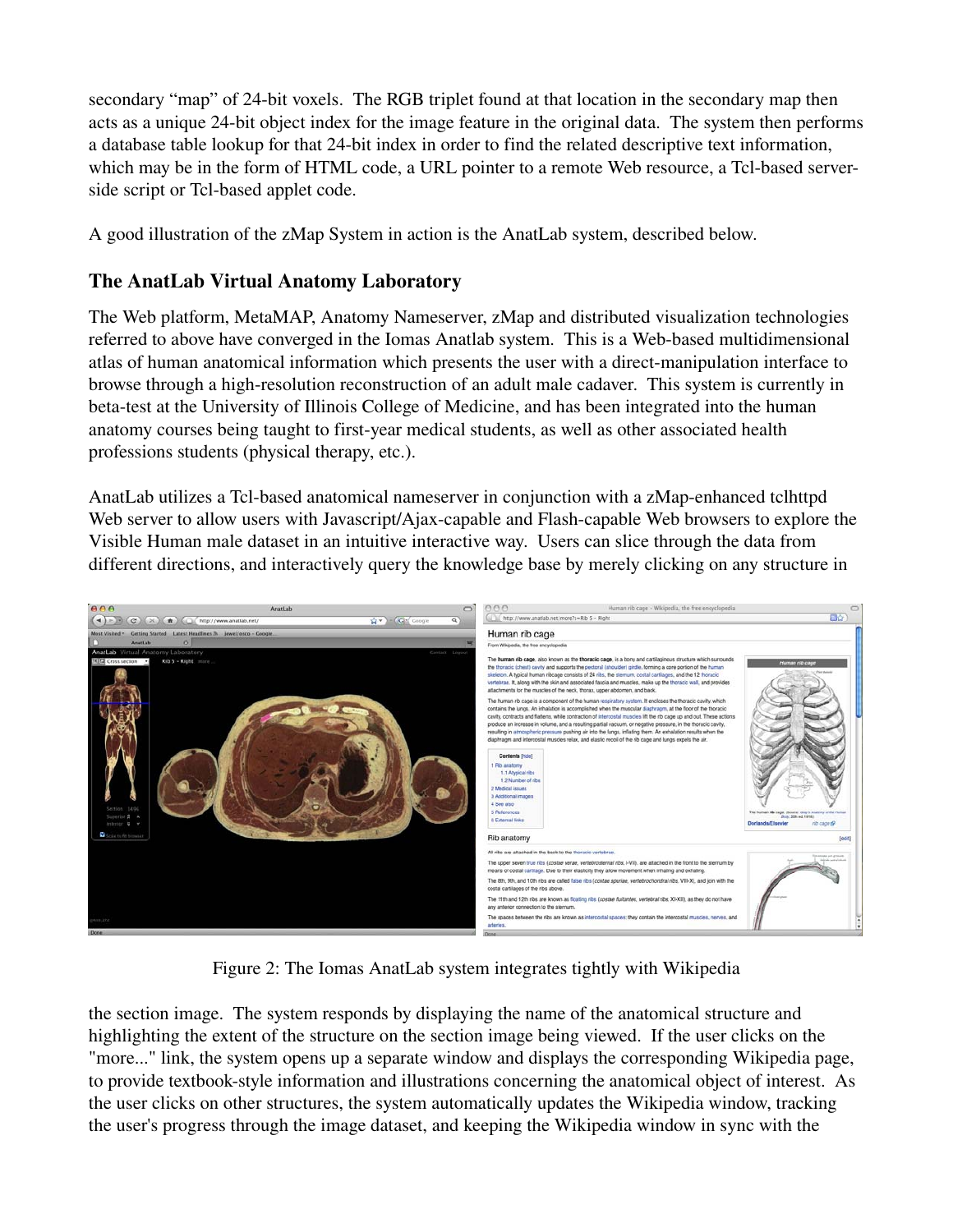secondary "map" of 24-bit voxels. The RGB triplet found at that location in the secondary map then acts as a unique 24-bit object index for the image feature in the original data. The system then performs a database table lookup for that 24-bit index in order to find the related descriptive text information, which may be in the form of HTML code, a URL pointer to a remote Web resource, a Tcl-based server-side script or Tcl-based applet code.

A good illustration of the zMap System in action is the AnatLab system, described below.

## The AnatLab Virtual Anatomy Laboratory

The Web platform, MetaMAP, Anatomy Nameserver, zMap and distributed visualization technologies referred to above have converged in the Iomas Anatlab system. This is a Web-based multidimensional atlas of human anatomical information which presents the user with a direct-manipulation interface to browse through a high-resolution reconstruction of an adult male cadaver. This system is currently in beta-test at the University of Illinois College of Medicine, and has been integrated into the human anatomy courses being taught to first-year medical students, as well as other associated health professions students (physical therapy, etc.).

AnatLab utilizes a Tcl-based anatomical nameserver in conjunction with a zMap-enhanced tclhttpd Web server to allow users with Javascript/Ajax-capable and Flash-capable Web browsers to explore the Visible Human male dataset in an intuitive interactive way. Users can slice through the data from different directions, and interactively query the knowledge base by merely clicking on any structure in

Figure 2: The Iomas AnatLab system integrates tightly with Wikipedia

the section image. The system responds by displaying the name of the anatomical structure and highlighting the extent of the structure on the section image being viewed. If the user clicks on the "more..." link, the system opens up a separate window and displays the corresponding Wikipedia page, to provide textbook-style information and illustrations concerning the anatomical object of interest. As the user clicks on other structures, the system automatically updates the Wikipedia window, tracking the user's progress through the image dataset, and keeping the Wikipedia window in sync with the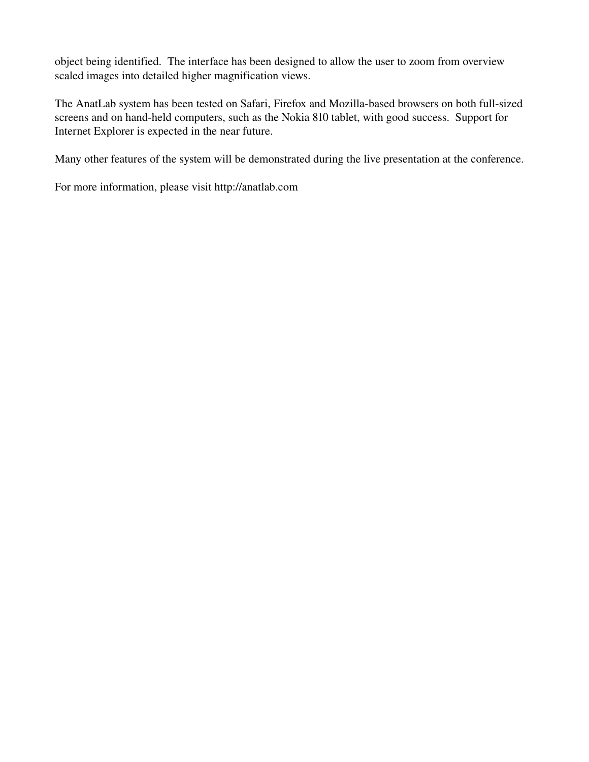object being identified.  The interface has been designed to allow the user to zoom from overview scaled images into detailed higher magnification views.

The AnatLab system has been tested on Safari, Firefox and Mozilla-based browsers on both full-sized screens and on hand-held computers, such as the Nokia 810 tablet, with good success.  Support for Internet Explorer is expected in the near future.

Many other features of the system will be demonstrated during the live presentation at the conference.

For more information, please visit http://anatlab.com